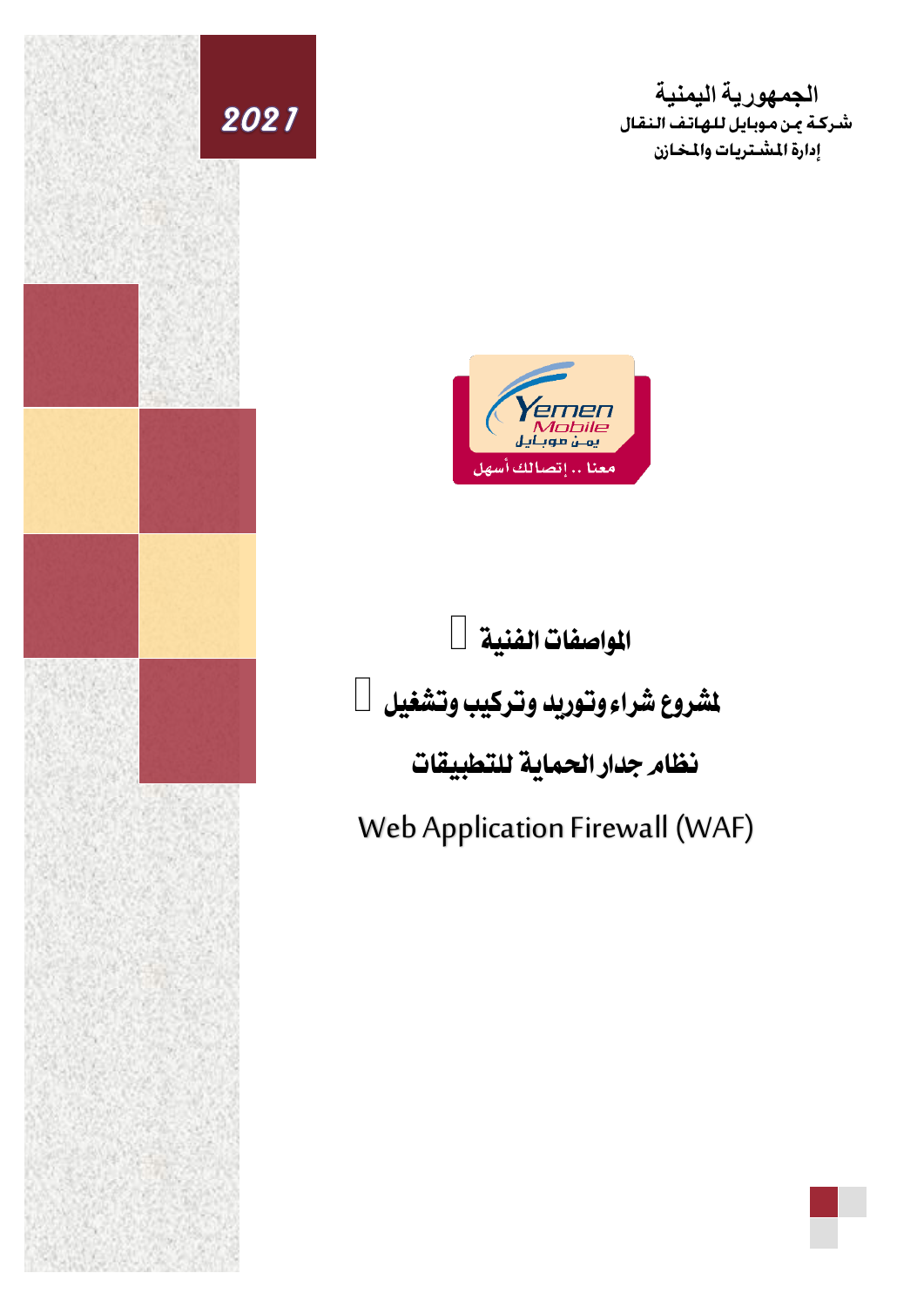الجمهورية اليمنية

شركة يمن موبايل للهاتف النقال

إدارة المشتريات والمخازن

2021

# المواصفات الفنية

# لمشروع شراء وتوريد وتركيب وتشغيل

# نظام جدار الحماية للتطبيقات

# Web Application Firewall (WAF)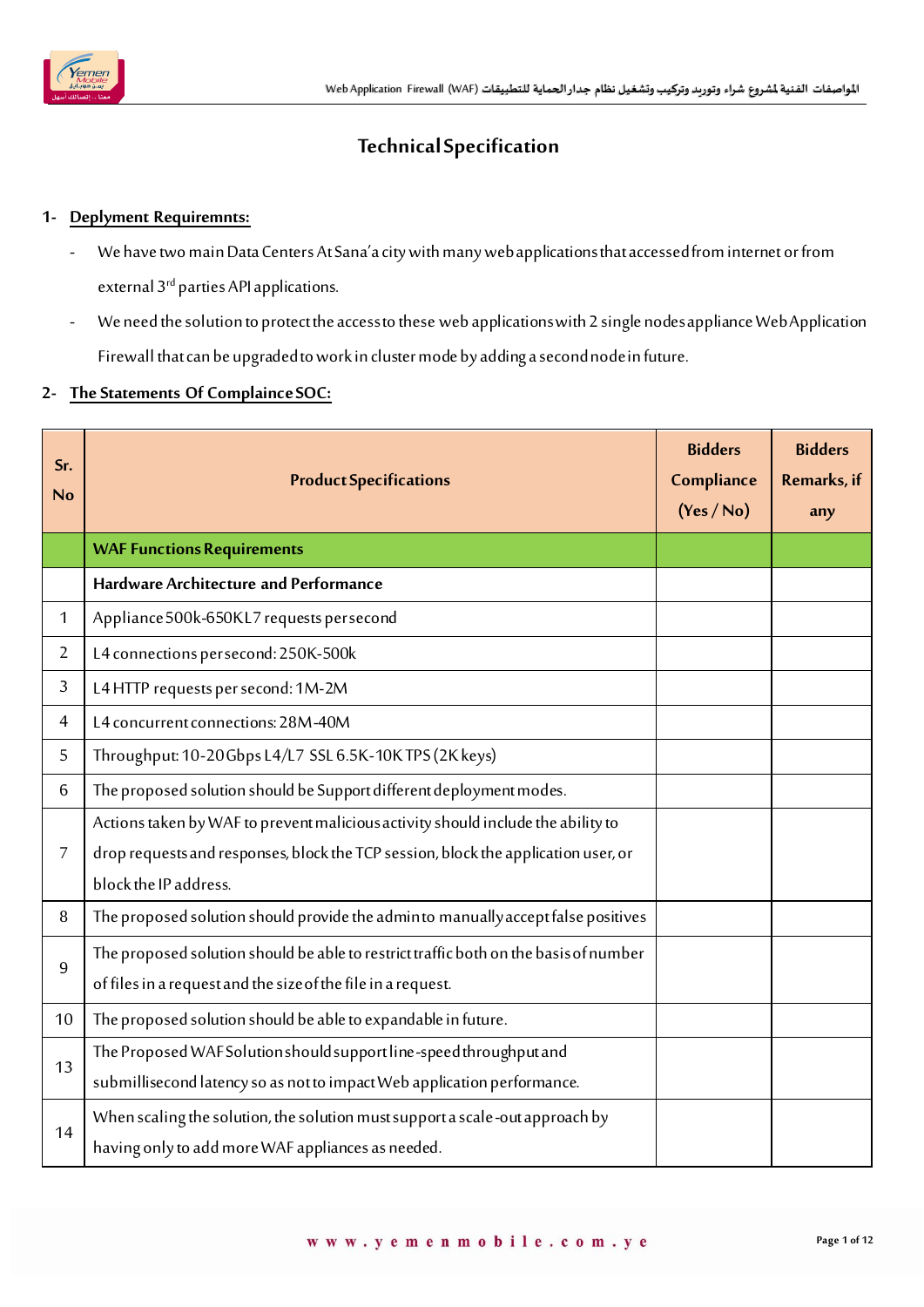# Technical Specification

## 1- Deplyment Requiremnts:

- We have two main Data Centers At Sana'a city with many web applications that accessed from internet or from external 3rd parties API applications.
- We need the solution to protect the access to these web applications with 2 single nodes appliance Web Application Firewall that can be upgraded to work in cluster mode by adding a second node in future.

## 2- The Statements Of Complaince SOC:

| Sr. No | Product Specifications | Bidders Compliance (Yes / No) | Bidders Remarks, if any |
|---|---|---|---|
| | **WAF Functions Requirements** | | |
| | **Hardware Architecture and Performance** | | |
| 1 | Appliance 500k-650K L7 requests per second | | |
| 2 | L4 connections per second: 250K-500k | | |
| 3 | L4 HTTP requests per second: 1M-2M | | |
| 4 | L4 concurrent connections: 28M-40M | | |
| 5 | Throughput: 10-20 Gbps L4/L7 SSL 6.5K-10K TPS (2K keys) | | |
| 6 | The proposed solution should be Support different deployment modes. | | |
| 7 | Actions taken by WAF to prevent malicious activity should include the ability to drop requests and responses, block the TCP session, block the application user, or block the IP address. | | |
| 8 | The proposed solution should provide the admin to manually accept false positives | | |
| 9 | The proposed solution should be able to restrict traffic both on the basis of number of files in a request and the size of the file in a request. | | |
| 10 | The proposed solution should be able to expandable in future. | | |
| 13 | The Proposed WAF Solution should support line-speed throughput and submillisecond latency so as not to impact Web application performance. | | |
| 14 | When scaling the solution, the solution must support a scale-out approach by having only to add more WAF appliances as needed. | | |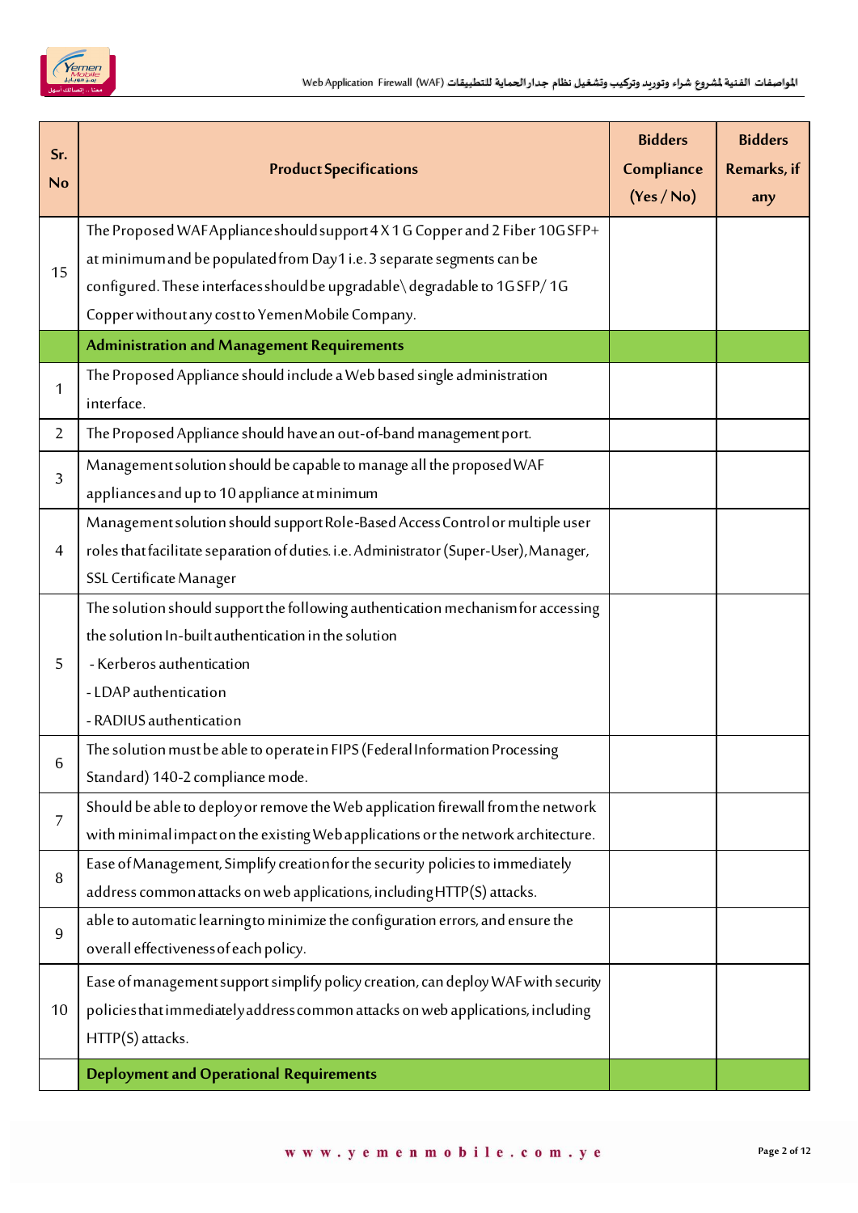| Sr. No | Product Specifications | Bidders Compliance (Yes / No) | Bidders Remarks, if any |
|---|---|---|---|
| 15 | The Proposed WAF Appliance should support 4 X 1 G Copper and 2 Fiber 10G SFP+ at minimum and be populated from Day1 i.e. 3 separate segments can be configured. These interfaces should be upgradable\ degradable to 1G SFP/ 1G Copper without any cost to Yemen Mobile Company. | | |
| | **Administration and Management Requirements** | | |
| 1 | The Proposed Appliance should include a Web based single administration interface. | | |
| 2 | The Proposed Appliance should have an out-of-band management port. | | |
| 3 | Management solution should be capable to manage all the proposed WAF appliances and up to 10 appliance at minimum | | |
| 4 | Management solution should support Role-Based Access Control or multiple user roles that facilitate separation of duties. i.e. Administrator (Super-User), Manager, SSL Certificate Manager | | |
| 5 | The solution should support the following authentication mechanism for accessing the solution In-built authentication in the solution<br>- Kerberos authentication<br>- LDAP authentication<br>- RADIUS authentication | | |
| 6 | The solution must be able to operate in FIPS (Federal Information Processing Standard) 140-2 compliance mode. | | |
| 7 | Should be able to deploy or remove the Web application firewall from the network with minimal impact on the existing Web applications or the network architecture. | | |
| 8 | Ease of Management, Simplify creation for the security policies to immediately address common attacks on web applications, including HTTP(S) attacks. | | |
| 9 | able to automatic learning to minimize the configuration errors, and ensure the overall effectiveness of each policy. | | |
| 10 | Ease of management support simplify policy creation, can deploy WAF with security policies that immediately address common attacks on web applications, including HTTP(S) attacks. | | |
| | **Deployment and Operational Requirements** | | |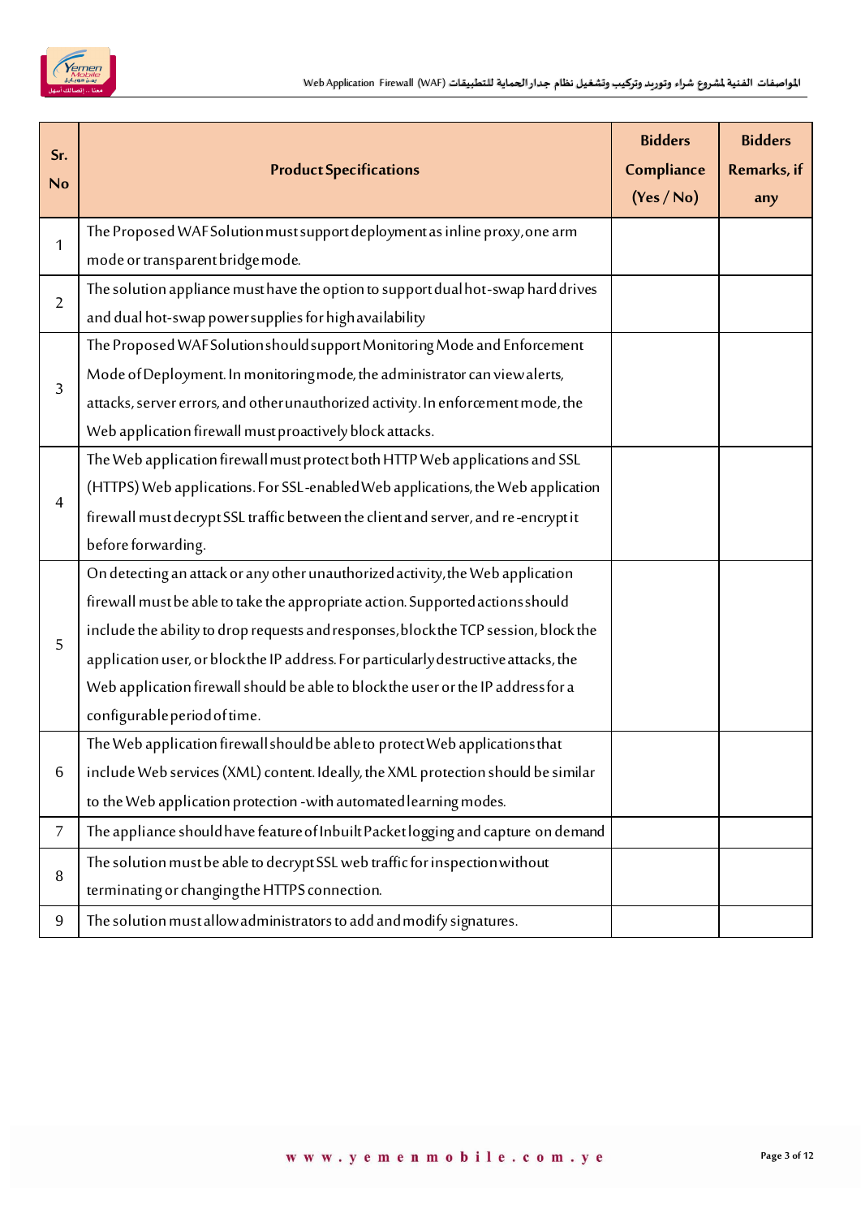| Sr. No | Product Specifications | Bidders Compliance (Yes / No) | Bidders Remarks, if any |
|---|---|---|---|
| 1 | The Proposed WAF Solution must support deployment as inline proxy, one arm mode or transparent bridge mode. | | |
| 2 | The solution appliance must have the option to support dual hot-swap hard drives and dual hot-swap power supplies for high availability | | |
| 3 | The Proposed WAF Solution should support Monitoring Mode and Enforcement Mode of Deployment. In monitoring mode, the administrator can view alerts, attacks, server errors, and other unauthorized activity. In enforcement mode, the Web application firewall must proactively block attacks. | | |
| 4 | The Web application firewall must protect both HTTP Web applications and SSL (HTTPS) Web applications. For SSL-enabled Web applications, the Web application firewall must decrypt SSL traffic between the client and server, and re-encrypt it before forwarding. | | |
| 5 | On detecting an attack or any other unauthorized activity, the Web application firewall must be able to take the appropriate action. Supported actions should include the ability to drop requests and responses, block the TCP session, block the application user, or block the IP address. For particularly destructive attacks, the Web application firewall should be able to block the user or the IP address for a configurable period of time. | | |
| 6 | The Web application firewall should be able to protect Web applications that include Web services (XML) content. Ideally, the XML protection should be similar to the Web application protection -with automated learning modes. | | |
| 7 | The appliance should have feature of Inbuilt Packet logging and capture on demand | | |
| 8 | The solution must be able to decrypt SSL web traffic for inspection without terminating or changing the HTTPS connection. | | |
| 9 | The solution must allow administrators to add and modify signatures. | | |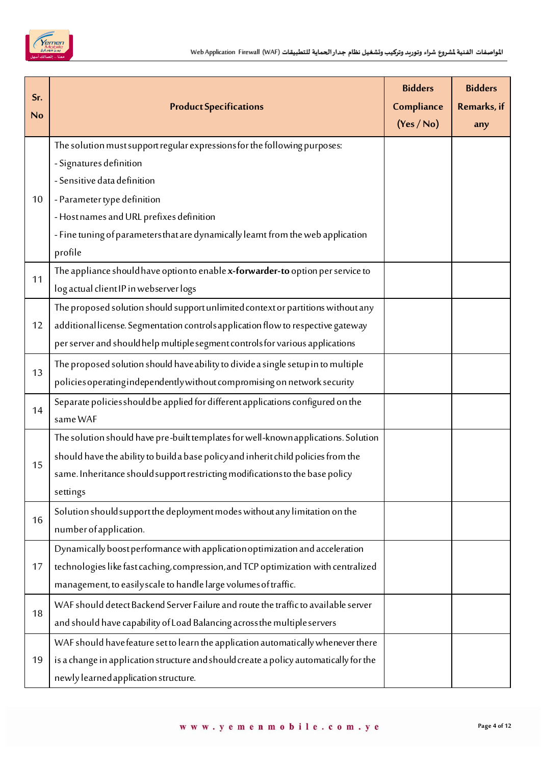| Sr. No | Product Specifications | Bidders Compliance (Yes / No) | Bidders Remarks, if any |
|---|---|---|---|
| 10 | The solution must support regular expressions for the following purposes:<br>- Signatures definition<br>- Sensitive data definition<br>- Parameter type definition<br>- Host names and URL prefixes definition<br>- Fine tuning of parameters that are dynamically learnt from the web application profile | | |
| 11 | The appliance should have option to enable **x-forwarder-to** option per service to log actual client IP in webserver logs | | |
| 12 | The proposed solution should support unlimited context or partitions without any additional license. Segmentation controls application flow to respective gateway per server and should help multiple segment controls for various applications | | |
| 13 | The proposed solution should have ability to divide a single setup in to multiple policies operating independently without compromising on network security | | |
| 14 | Separate policies should be applied for different applications configured on the same WAF | | |
| 15 | The solution should have pre-built templates for well-known applications. Solution should have the ability to build a base policy and inherit child policies from the same. Inheritance should support restricting modifications to the base policy settings | | |
| 16 | Solution should support the deployment modes without any limitation on the number of application. | | |
| 17 | Dynamically boost performance with application optimization and acceleration technologies like fast caching, compression, and TCP optimization with centralized management, to easily scale to handle large volumes of traffic. | | |
| 18 | WAF should detect Backend Server Failure and route the traffic to available server and should have capability of Load Balancing across the multiple servers | | |
| 19 | WAF should have feature set to learn the application automatically whenever there is a change in application structure and should create a policy automatically for the newly learned application structure. | | |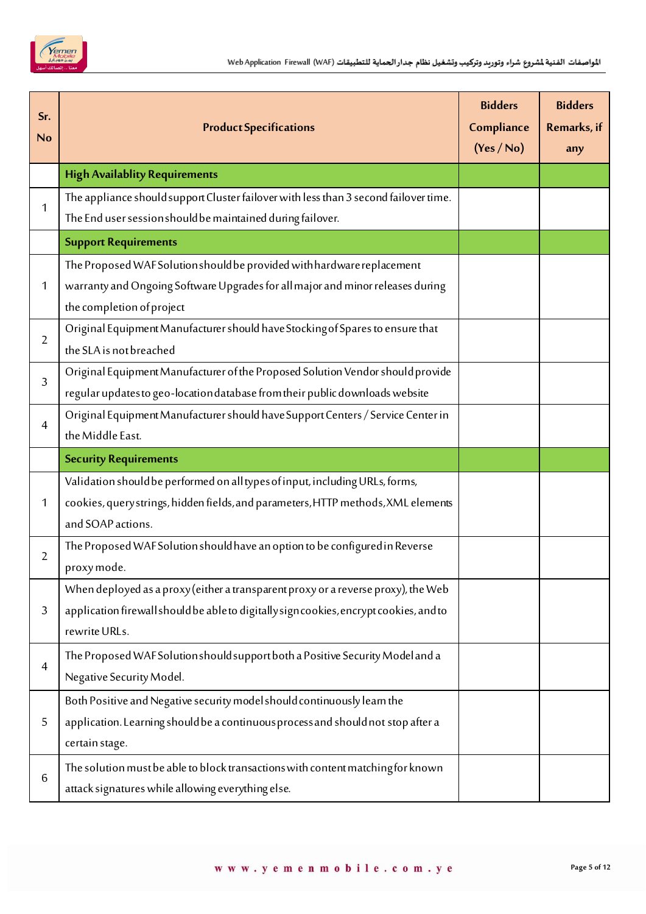| Sr. No | Product Specifications | Bidders Compliance (Yes / No) | Bidders Remarks, if any |
|---|---|---|---|
| | **High Availablity Requirements** | | |
| 1 | The appliance should support Cluster failover with less than 3 second failover time. The End user session should be maintained during failover. | | |
| | **Support Requirements** | | |
| 1 | The Proposed WAF Solution should be provided with hardware replacement warranty and Ongoing Software Upgrades for all major and minor releases during the completion of project | | |
| 2 | Original Equipment Manufacturer should have Stocking of Spares to ensure that the SLA is not breached | | |
| 3 | Original Equipment Manufacturer of the Proposed Solution Vendor should provide regular updates to geo-location database from their public downloads website | | |
| 4 | Original Equipment Manufacturer should have Support Centers / Service Center in the Middle East. | | |
| | **Security Requirements** | | |
| 1 | Validation should be performed on all types of input, including URLs, forms, cookies, query strings, hidden fields, and parameters, HTTP methods, XML elements and SOAP actions. | | |
| 2 | The Proposed WAF Solution should have an option to be configured in Reverse proxy mode. | | |
| 3 | When deployed as a proxy (either a transparent proxy or a reverse proxy), the Web application firewall should be able to digitally sign cookies, encrypt cookies, and to rewrite URLs. | | |
| 4 | The Proposed WAF Solution should support both a Positive Security Model and a Negative Security Model. | | |
| 5 | Both Positive and Negative security model should continuously learn the application. Learning should be a continuous process and should not stop after a certain stage. | | |
| 6 | The solution must be able to block transactions with content matching for known attack signatures while allowing everything else. | | |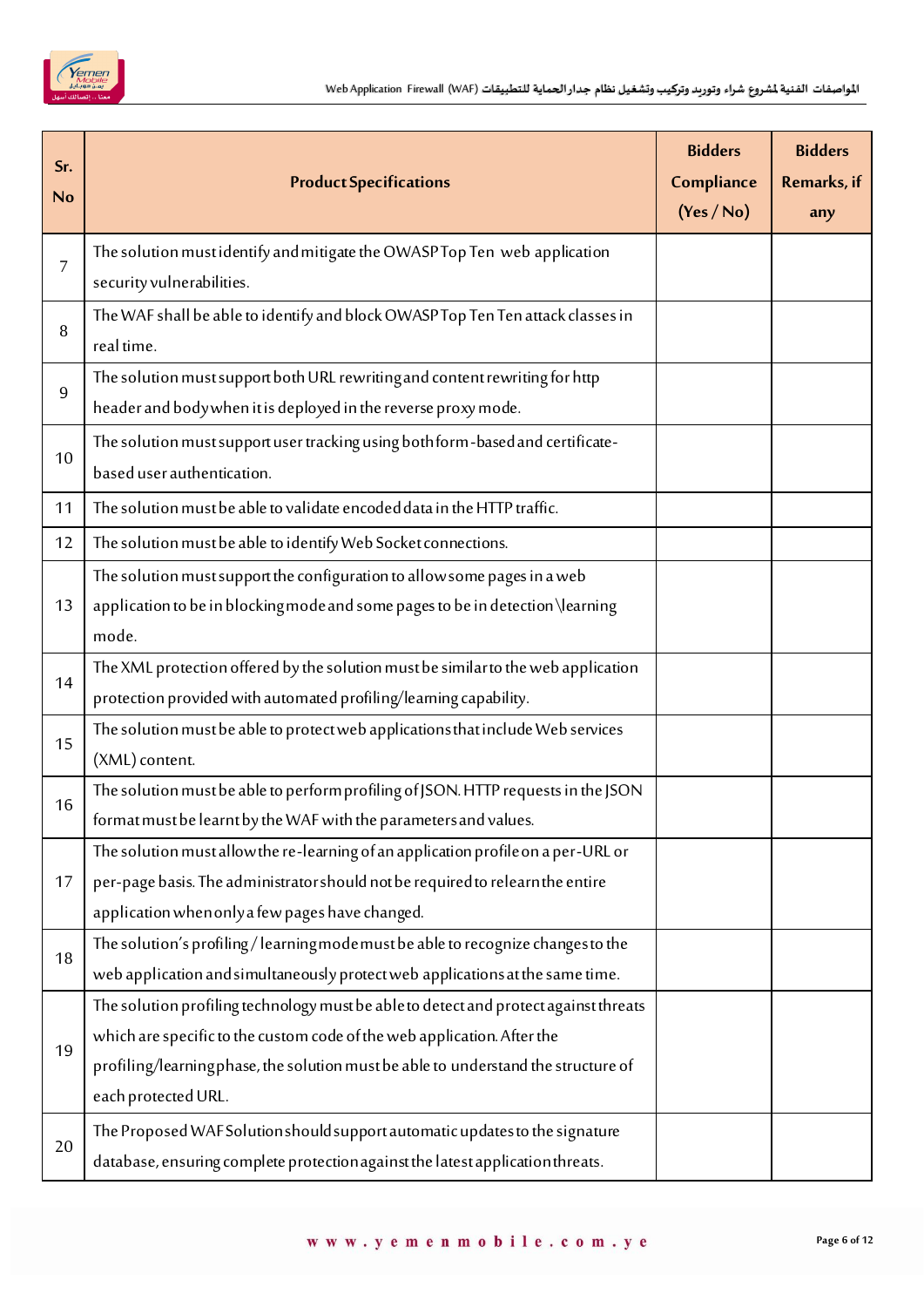| Sr. No | Product Specifications | Bidders Compliance (Yes / No) | Bidders Remarks, if any |
|---|---|---|---|
| 7 | The solution must identify and mitigate the OWASP Top Ten web application security vulnerabilities. | | |
| 8 | The WAF shall be able to identify and block OWASP Top Ten Ten attack classes in real time. | | |
| 9 | The solution must support both URL rewriting and content rewriting for http header and body when it is deployed in the reverse proxy mode. | | |
| 10 | The solution must support user tracking using both form-based and certificate-based user authentication. | | |
| 11 | The solution must be able to validate encoded data in the HTTP traffic. | | |
| 12 | The solution must be able to identify Web Socket connections. | | |
| 13 | The solution must support the configuration to allow some pages in a web application to be in blocking mode and some pages to be in detection \learning mode. | | |
| 14 | The XML protection offered by the solution must be similar to the web application protection provided with automated profiling/learning capability. | | |
| 15 | The solution must be able to protect web applications that include Web services (XML) content. | | |
| 16 | The solution must be able to perform profiling of JSON. HTTP requests in the JSON format must be learnt by the WAF with the parameters and values. | | |
| 17 | The solution must allow the re-learning of an application profile on a per-URL or per-page basis. The administrator should not be required to relearn the entire application when only a few pages have changed. | | |
| 18 | The solution's profiling / learning mode must be able to recognize changes to the web application and simultaneously protect web applications at the same time. | | |
| 19 | The solution profiling technology must be able to detect and protect against threats which are specific to the custom code of the web application. After the profiling/learning phase, the solution must be able to understand the structure of each protected URL. | | |
| 20 | The Proposed WAF Solution should support automatic updates to the signature database, ensuring complete protection against the latest application threats. | | |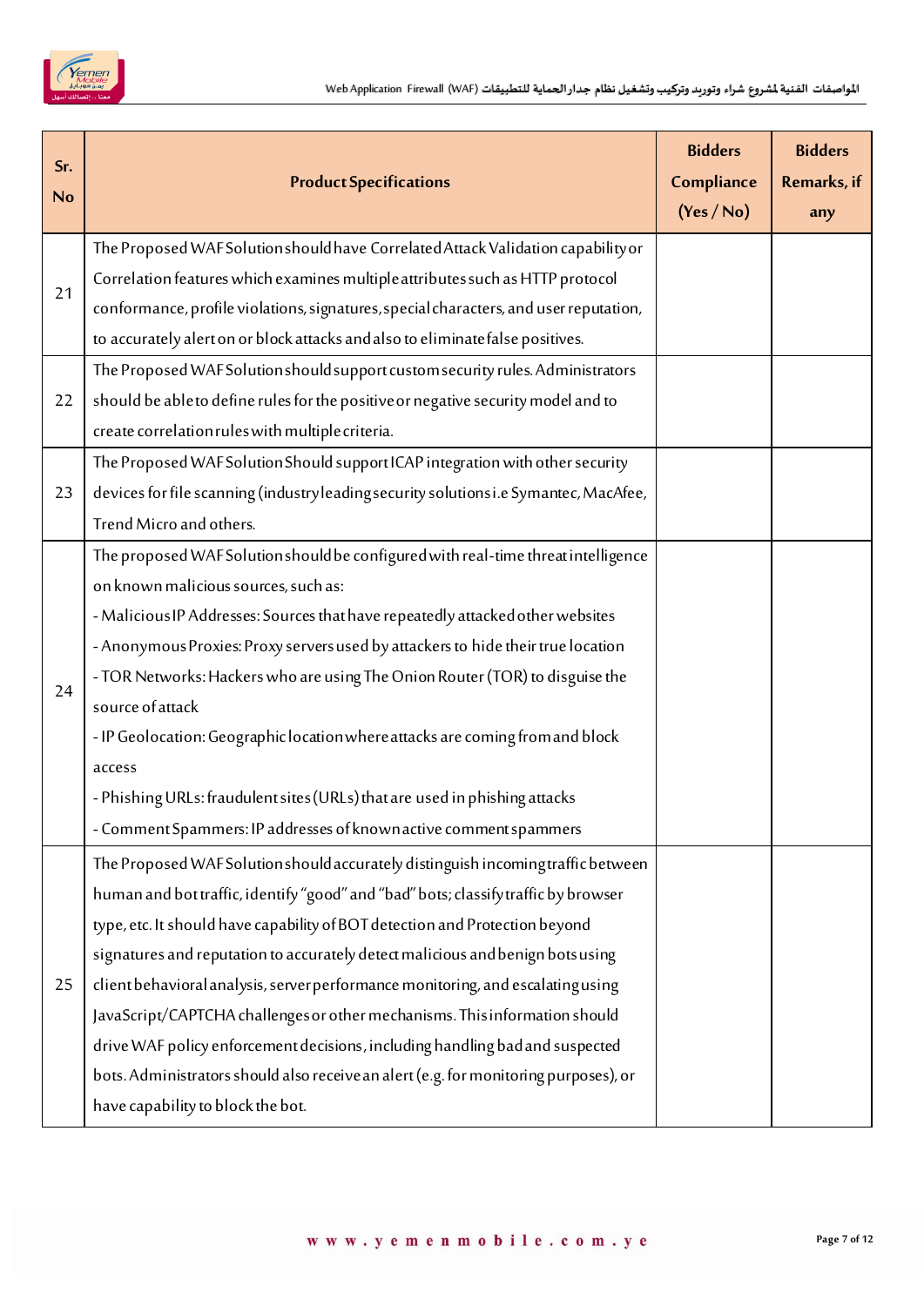| Sr. No | Product Specifications | Bidders Compliance (Yes / No) | Bidders Remarks, if any |
|---|---|---|---|
| 21 | The Proposed WAF Solution should have Correlated Attack Validation capability or Correlation features which examines multiple attributes such as HTTP protocol conformance, profile violations, signatures, special characters, and user reputation, to accurately alert on or block attacks and also to eliminate false positives. | | |
| 22 | The Proposed WAF Solution should support custom security rules. Administrators should be able to define rules for the positive or negative security model and to create correlation rules with multiple criteria. | | |
| 23 | The Proposed WAF Solution Should support ICAP integration with other security devices for file scanning (industry leading security solutions i.e Symantec, MacAfee, Trend Micro and others. | | |
| 24 | The proposed WAF Solution should be configured with real-time threat intelligence on known malicious sources, such as:<br>- Malicious IP Addresses: Sources that have repeatedly attacked other websites<br>- Anonymous Proxies: Proxy servers used by attackers to hide their true location<br>- TOR Networks: Hackers who are using The Onion Router (TOR) to disguise the source of attack<br>- IP Geolocation: Geographic location where attacks are coming from and block access<br>- Phishing URLs: fraudulent sites (URLs) that are used in phishing attacks<br>- Comment Spammers: IP addresses of known active comment spammers | | |
| 25 | The Proposed WAF Solution should accurately distinguish incoming traffic between human and bot traffic, identify "good" and "bad" bots; classify traffic by browser type, etc. It should have capability of BOT detection and Protection beyond signatures and reputation to accurately detect malicious and benign bots using client behavioral analysis, server performance monitoring, and escalating using JavaScript/CAPTCHA challenges or other mechanisms. This information should drive WAF policy enforcement decisions, including handling bad and suspected bots. Administrators should also receive an alert (e.g. for monitoring purposes), or have capability to block the bot. | | |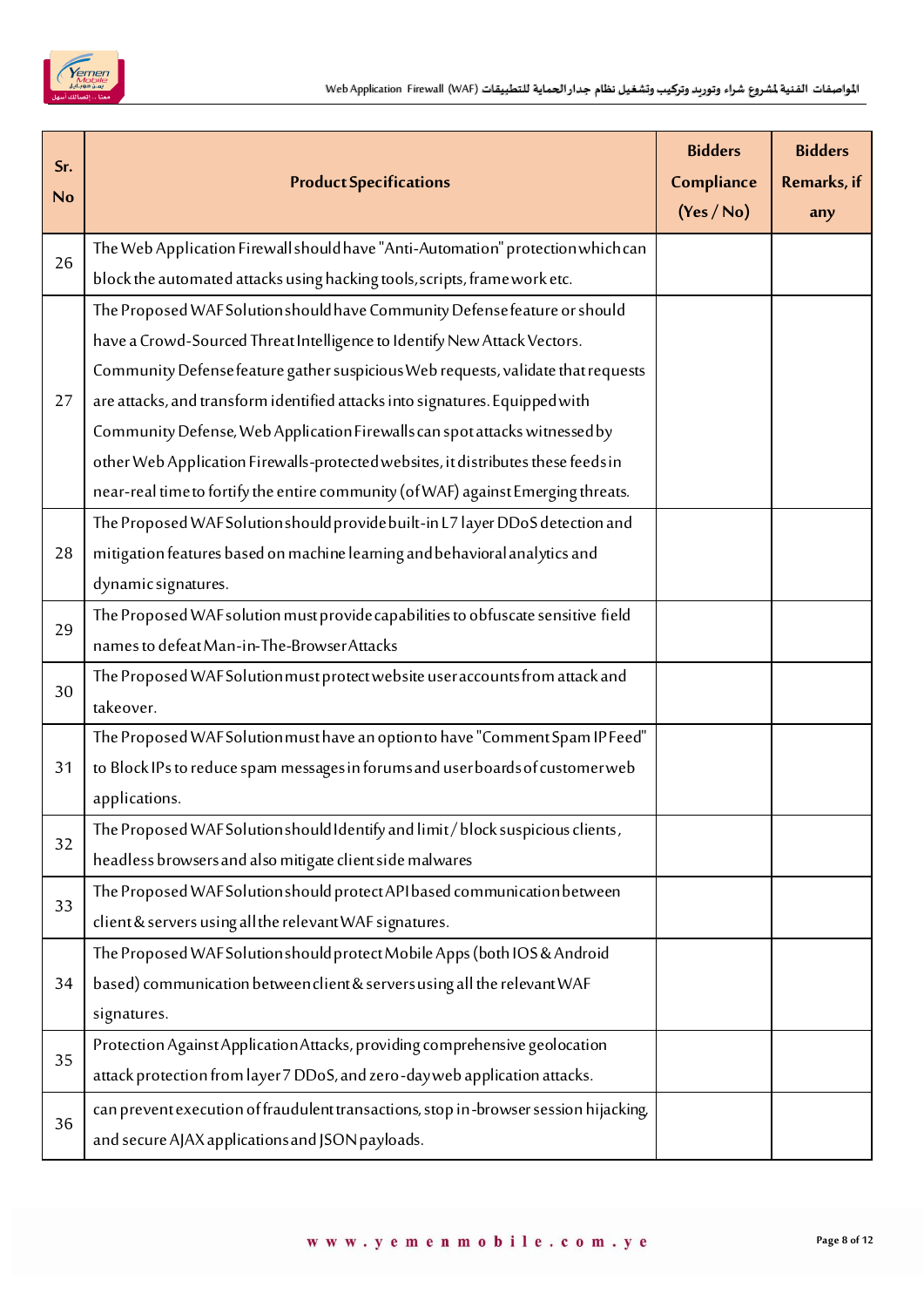| Sr. No | Product Specifications | Bidders Compliance (Yes / No) | Bidders Remarks, if any |
|---|---|---|---|
| 26 | The Web Application Firewall should have "Anti-Automation" protection which can block the automated attacks using hacking tools, scripts, frame work etc. | | |
| 27 | The Proposed WAF Solution should have Community Defense feature or should have a Crowd-Sourced Threat Intelligence to Identify New Attack Vectors. Community Defense feature gather suspicious Web requests, validate that requests are attacks, and transform identified attacks into signatures. Equipped with Community Defense, Web Application Firewalls can spot attacks witnessed by other Web Application Firewalls-protected websites, it distributes these feeds in near-real time to fortify the entire community (of WAF) against Emerging threats. | | |
| 28 | The Proposed WAF Solution should provide built-in L7 layer DDoS detection and mitigation features based on machine learning and behavioral analytics and dynamic signatures. | | |
| 29 | The Proposed WAF solution must provide capabilities to obfuscate sensitive field names to defeat Man-in-The-Browser Attacks | | |
| 30 | The Proposed WAF Solution must protect website user accounts from attack and takeover. | | |
| 31 | The Proposed WAF Solution must have an option to have "Comment Spam IP Feed" to Block IPs to reduce spam messages in forums and user boards of customer web applications. | | |
| 32 | The Proposed WAF Solution should Identify and limit / block suspicious clients, headless browsers and also mitigate client side malwares | | |
| 33 | The Proposed WAF Solution should protect API based communication between client & servers using all the relevant WAF signatures. | | |
| 34 | The Proposed WAF Solution should protect Mobile Apps (both IOS & Android based) communication between client & servers using all the relevant WAF signatures. | | |
| 35 | Protection Against Application Attacks, providing comprehensive geolocation attack protection from layer 7 DDoS, and zero-day web application attacks. | | |
| 36 | can prevent execution of fraudulent transactions, stop in-browser session hijacking, and secure AJAX applications and JSON payloads. | | |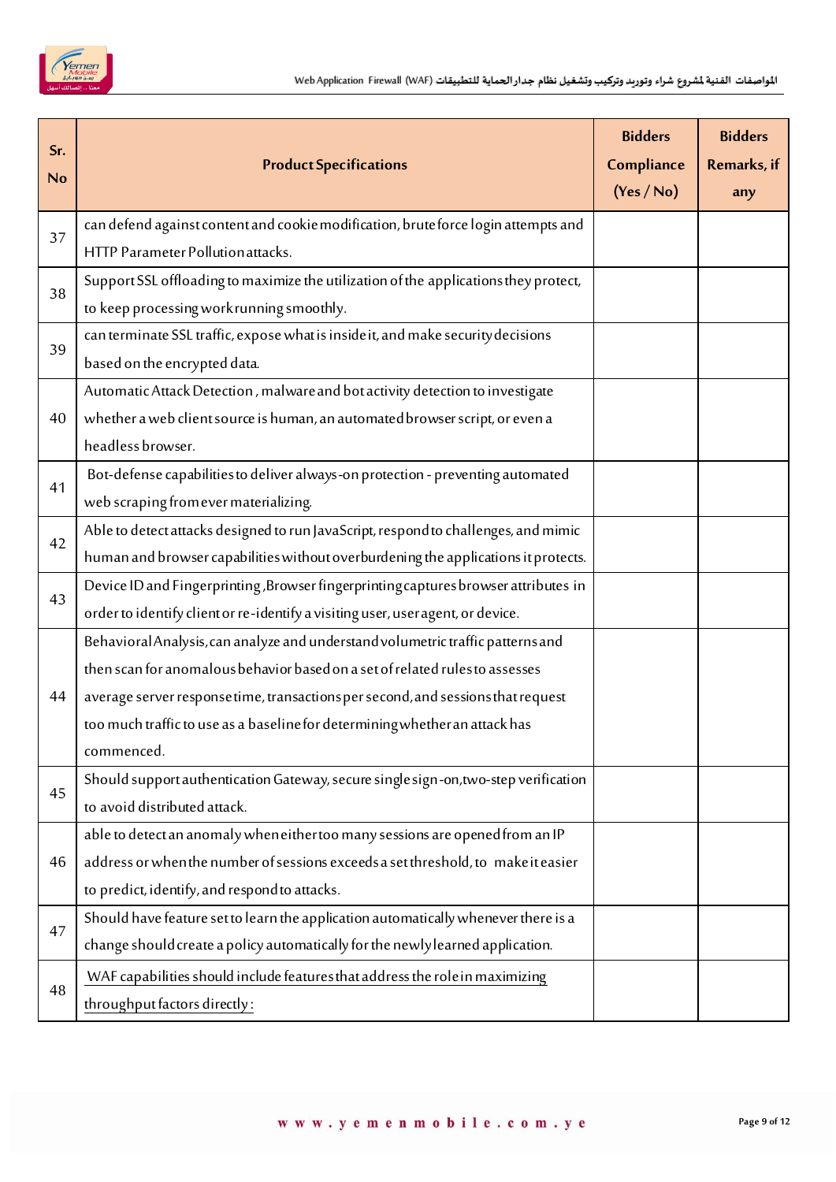| Sr. No | Product Specifications | Bidders Compliance (Yes / No) | Bidders Remarks, if any |
|---|---|---|---|
| 37 | can defend against content and cookie modification, brute force login attempts and HTTP Parameter Pollution attacks. | | |
| 38 | Support SSL offloading to maximize the utilization of the applications they protect, to keep processing work running smoothly. | | |
| 39 | can terminate SSL traffic, expose what is inside it, and make security decisions based on the encrypted data. | | |
| 40 | Automatic Attack Detection , malware and bot activity detection to investigate whether a web client source is human, an automated browser script, or even a headless browser. | | |
| 41 | Bot-defense capabilities to deliver always-on protection - preventing automated web scraping from ever materializing. | | |
| 42 | Able to detect attacks designed to run JavaScript, respond to challenges, and mimic human and browser capabilities without overburdening the applications it protects. | | |
| 43 | Device ID and Fingerprinting ,Browser fingerprinting captures browser attributes in order to identify client or re-identify a visiting user, user agent, or device. | | |
| 44 | Behavioral Analysis, can analyze and understand volumetric traffic patterns and then scan for anomalous behavior based on a set of related rules to assesses average server response time, transactions per second, and sessions that request too much traffic to use as a baseline for determining whether an attack has commenced. | | |
| 45 | Should support authentication Gateway, secure single sign-on,two-step verification to avoid distributed attack. | | |
| 46 | able to detect an anomaly when either too many sessions are opened from an IP address or when the number of sessions exceeds a set threshold, to make it easier to predict, identify, and respond to attacks. | | |
| 47 | Should have feature set to learn the application automatically whenever there is a change should create a policy automatically for the newly learned application. | | |
| 48 | WAF capabilities should include features that address the role in maximizing throughput factors directly : | | |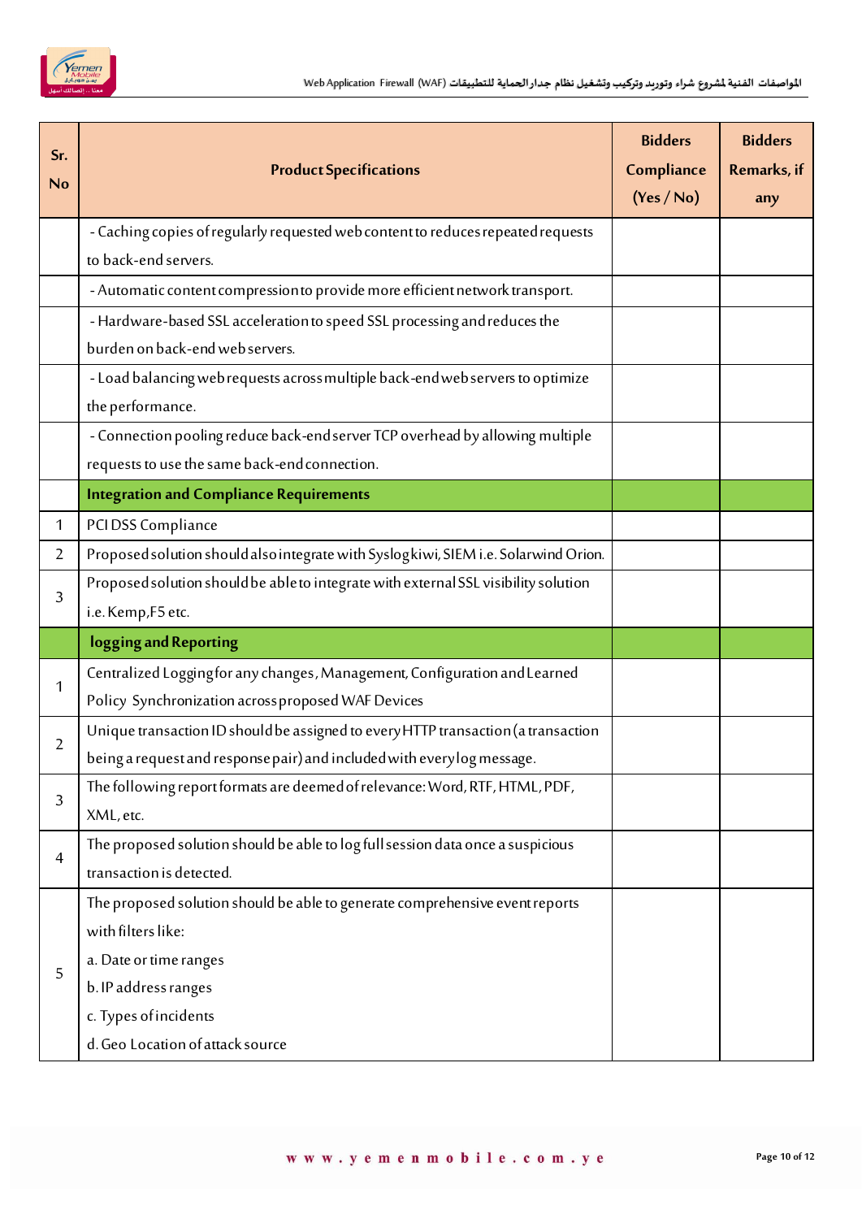| Sr. No | Product Specifications | Bidders Compliance (Yes / No) | Bidders Remarks, if any |
|---|---|---|---|
| | - Caching copies of regularly requested web content to reduces repeated requests to back-end servers. | | |
| | - Automatic content compression to provide more efficient network transport. | | |
| | - Hardware-based SSL acceleration to speed SSL processing and reduces the burden on back-end web servers. | | |
| | - Load balancing web requests across multiple back-end web servers to optimize the performance. | | |
| | - Connection pooling reduce back-end server TCP overhead by allowing multiple requests to use the same back-end connection. | | |
| | **Integration and Compliance Requirements** | | |
| 1 | PCI DSS Compliance | | |
| 2 | Proposed solution should also integrate with Syslog kiwi, SIEM i.e. Solarwind Orion. | | |
| 3 | Proposed solution should be able to integrate with external SSL visibility solution i.e. Kemp,F5 etc. | | |
| | **logging and Reporting** | | |
| 1 | Centralized Logging for any changes, Management, Configuration and Learned Policy Synchronization across proposed WAF Devices | | |
| 2 | Unique transaction ID should be assigned to every HTTP transaction (a transaction being a request and response pair) and included with every log message. | | |
| 3 | The following report formats are deemed of relevance: Word, RTF, HTML, PDF, XML, etc. | | |
| 4 | The proposed solution should be able to log full session data once a suspicious transaction is detected. | | |
| 5 | The proposed solution should be able to generate comprehensive event reports with filters like:<br>a. Date or time ranges<br>b. IP address ranges<br>c. Types of incidents<br>d. Geo Location of attack source | | |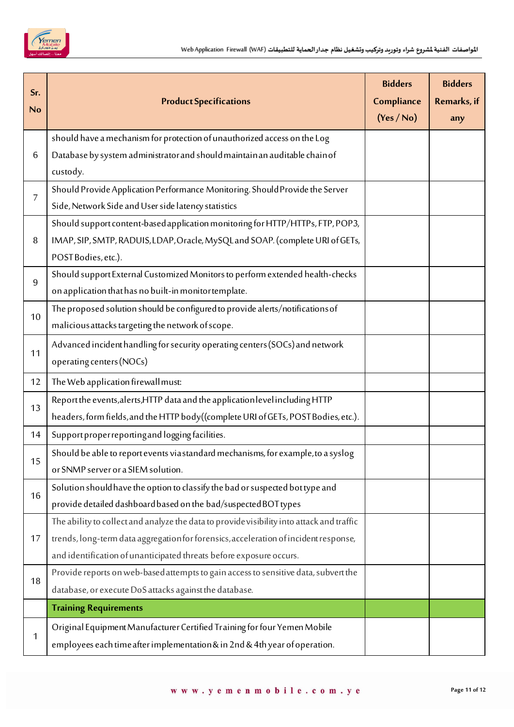| Sr. No | Product Specifications | Bidders Compliance (Yes / No) | Bidders Remarks, if any |
|---|---|---|---|
| 6 | should have a mechanism for protection of unauthorized access on the Log Database by system administrator and should maintain an auditable chain of custody. | | |
| 7 | Should Provide Application Performance Monitoring. Should Provide the Server Side, Network Side and User side latency statistics | | |
| 8 | Should support content-based application monitoring for HTTP/HTTPs, FTP, POP3, IMAP, SIP, SMTP, RADUIS, LDAP, Oracle, MySQL and SOAP. (complete URI of GETs, POST Bodies, etc.). | | |
| 9 | Should support External Customized Monitors to perform extended health-checks on application that has no built-in monitor template. | | |
| 10 | The proposed solution should be configured to provide alerts/notifications of malicious attacks targeting the network of scope. | | |
| 11 | Advanced incident handling for security operating centers (SOCs) and network operating centers (NOCs) | | |
| 12 | The Web application firewall must: | | |
| 13 | Report the events, alerts, HTTP data and the application level including HTTP headers, form fields, and the HTTP body((complete URI of GETs, POST Bodies, etc.). | | |
| 14 | Support proper reporting and logging facilities. | | |
| 15 | Should be able to report events via standard mechanisms, for example, to a syslog or SNMP server or a SIEM solution. | | |
| 16 | Solution should have the option to classify the bad or suspected bot type and provide detailed dashboard based on the bad/suspected BOT types | | |
| 17 | The ability to collect and analyze the data to provide visibility into attack and traffic trends, long-term data aggregation for forensics, acceleration of incident response, and identification of unanticipated threats before exposure occurs. | | |
| 18 | Provide reports on web-based attempts to gain access to sensitive data, subvert the database, or execute DoS attacks against the database. | | |
| | **Training Requirements** | | |
| 1 | Original Equipment Manufacturer Certified Training for four Yemen Mobile employees each time after implementation & in 2nd & 4th year of operation. | | |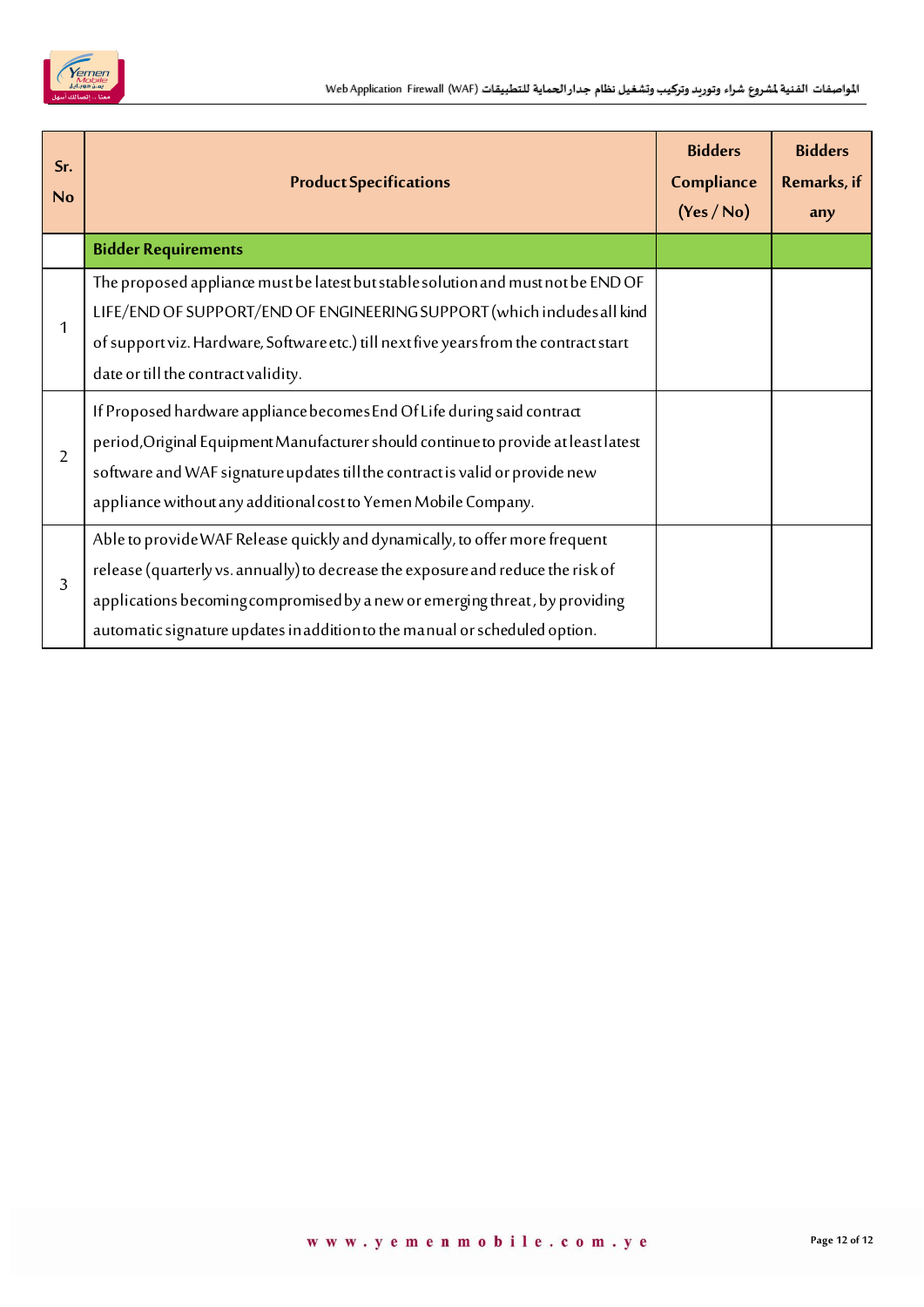| Sr. No | Product Specifications | Bidders Compliance (Yes / No) | Bidders Remarks, if any |
|---|---|---|---|
| | **Bidder Requirements** | | |
| 1 | The proposed appliance must be latest but stable solution and must not be END OF LIFE/END OF SUPPORT/END OF ENGINEERING SUPPORT (which includes all kind of support viz. Hardware, Software etc.) till next five years from the contract start date or till the contract validity. | | |
| 2 | If Proposed hardware appliance becomes End Of Life during said contract period,Original Equipment Manufacturer should continue to provide at least latest software and WAF signature updates till the contract is valid or provide new appliance without any additional cost to Yemen Mobile Company. | | |
| 3 | Able to provide WAF Release quickly and dynamically, to offer more frequent release (quarterly vs. annually) to decrease the exposure and reduce the risk of applications becoming compromised by a new or emerging threat , by providing automatic signature updates in addition to the manual or scheduled option. | | |